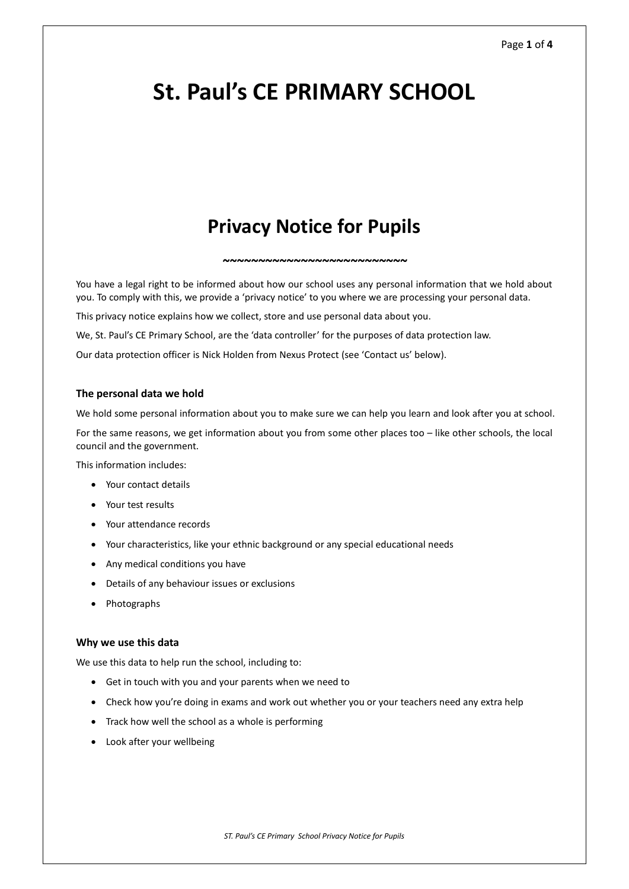# St. Paul's CE PRIMARY SCHOOL

## Privacy Notice for Pupils

~~~~~~~~~~~~~~~~~~~~~~~~~~~

You have a legal right to be informed about how our school uses any personal information that we hold about you. To comply with this, we provide a 'privacy notice' to you where we are processing your personal data.

This privacy notice explains how we collect, store and use personal data about you.

We, St. Paul's CE Primary School, are the 'data controller' for the purposes of data protection law.

Our data protection officer is Nick Holden from Nexus Protect (see 'Contact us' below).

### The personal data we hold

We hold some personal information about you to make sure we can help you learn and look after you at school.

For the same reasons, we get information about you from some other places too – like other schools, the local council and the government.

This information includes:

- Your contact details
- Your test results
- Your attendance records
- Your characteristics, like your ethnic background or any special educational needs
- Any medical conditions you have
- Details of any behaviour issues or exclusions
- Photographs

### Why we use this data

We use this data to help run the school, including to:

- Get in touch with you and your parents when we need to
- Check how you're doing in exams and work out whether you or your teachers need any extra help
- Track how well the school as a whole is performing
- Look after your wellbeing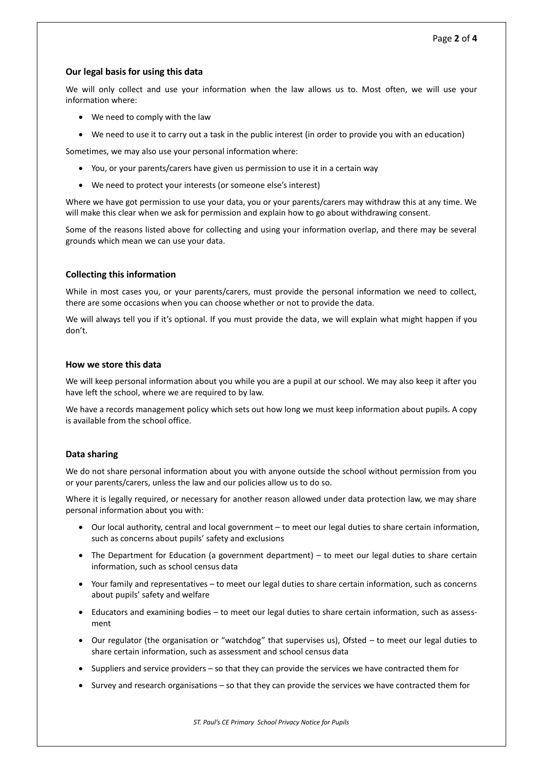### Our legal basis for using this data

We will only collect and use your information when the law allows us to. Most often, we will use your information where:

- We need to comply with the law
- We need to use it to carry out a task in the public interest (in order to provide you with an education)

Sometimes, we may also use your personal information where:

- You, or your parents/carers have given us permission to use it in a certain way
- We need to protect your interests (or someone else's interest)

Where we have got permission to use your data, you or your parents/carers may withdraw this at any time. We will make this clear when we ask for permission and explain how to go about withdrawing consent.

Some of the reasons listed above for collecting and using your information overlap, and there may be several grounds which mean we can use your data.

### Collecting this information

While in most cases you, or your parents/carers, must provide the personal information we need to collect, there are some occasions when you can choose whether or not to provide the data.

We will always tell you if it's optional. If you must provide the data, we will explain what might happen if you don't.

### How we store this data

We will keep personal information about you while you are a pupil at our school. We may also keep it after you have left the school, where we are required to by law.

We have a records management policy which sets out how long we must keep information about pupils. A copy is available from the school office.

### Data sharing

We do not share personal information about you with anyone outside the school without permission from you or your parents/carers, unless the law and our policies allow us to do so.

Where it is legally required, or necessary for another reason allowed under data protection law, we may share personal information about you with:

- Our local authority, central and local government – to meet our legal duties to share certain information, such as concerns about pupils' safety and exclusions
- The Department for Education (a government department) – to meet our legal duties to share certain information, such as school census data
- Your family and representatives – to meet our legal duties to share certain information, such as concerns about pupils' safety and welfare
- Educators and examining bodies – to meet our legal duties to share certain information, such as assessment
- Our regulator (the organisation or "watchdog" that supervises us), Ofsted – to meet our legal duties to share certain information, such as assessment and school census data
- Suppliers and service providers – so that they can provide the services we have contracted them for
- Survey and research organisations – so that they can provide the services we have contracted them for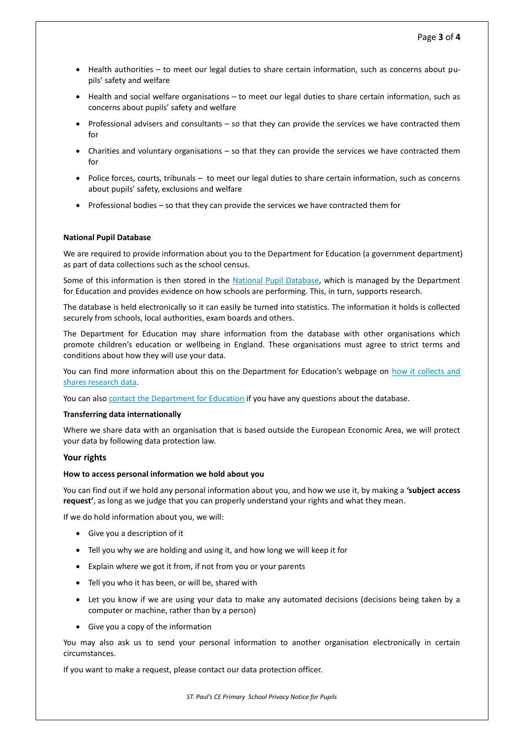- Health authorities – to meet our legal duties to share certain information, such as concerns about pupils' safety and welfare
- Health and social welfare organisations – to meet our legal duties to share certain information, such as concerns about pupils' safety and welfare
- Professional advisers and consultants – so that they can provide the services we have contracted them for
- Charities and voluntary organisations – so that they can provide the services we have contracted them for
- Police forces, courts, tribunals – to meet our legal duties to share certain information, such as concerns about pupils' safety, exclusions and welfare
- Professional bodies – so that they can provide the services we have contracted them for

**National Pupil Database**

We are required to provide information about you to the Department for Education (a government department) as part of data collections such as the school census.

Some of this information is then stored in the National Pupil Database, which is managed by the Department for Education and provides evidence on how schools are performing. This, in turn, supports research.

The database is held electronically so it can easily be turned into statistics. The information it holds is collected securely from schools, local authorities, exam boards and others.

The Department for Education may share information from the database with other organisations which promote children's education or wellbeing in England. These organisations must agree to strict terms and conditions about how they will use your data.

You can find more information about this on the Department for Education's webpage on how it collects and shares research data.

You can also contact the Department for Education if you have any questions about the database.

**Transferring data internationally**

Where we share data with an organisation that is based outside the European Economic Area, we will protect your data by following data protection law.

### Your rights

**How to access personal information we hold about you**

You can find out if we hold any personal information about you, and how we use it, by making a **'subject access request'**, as long as we judge that you can properly understand your rights and what they mean.

If we do hold information about you, we will:

- Give you a description of it
- Tell you why we are holding and using it, and how long we will keep it for
- Explain where we got it from, if not from you or your parents
- Tell you who it has been, or will be, shared with
- Let you know if we are using your data to make any automated decisions (decisions being taken by a computer or machine, rather than by a person)
- Give you a copy of the information

You may also ask us to send your personal information to another organisation electronically in certain circumstances.

If you want to make a request, please contact our data protection officer.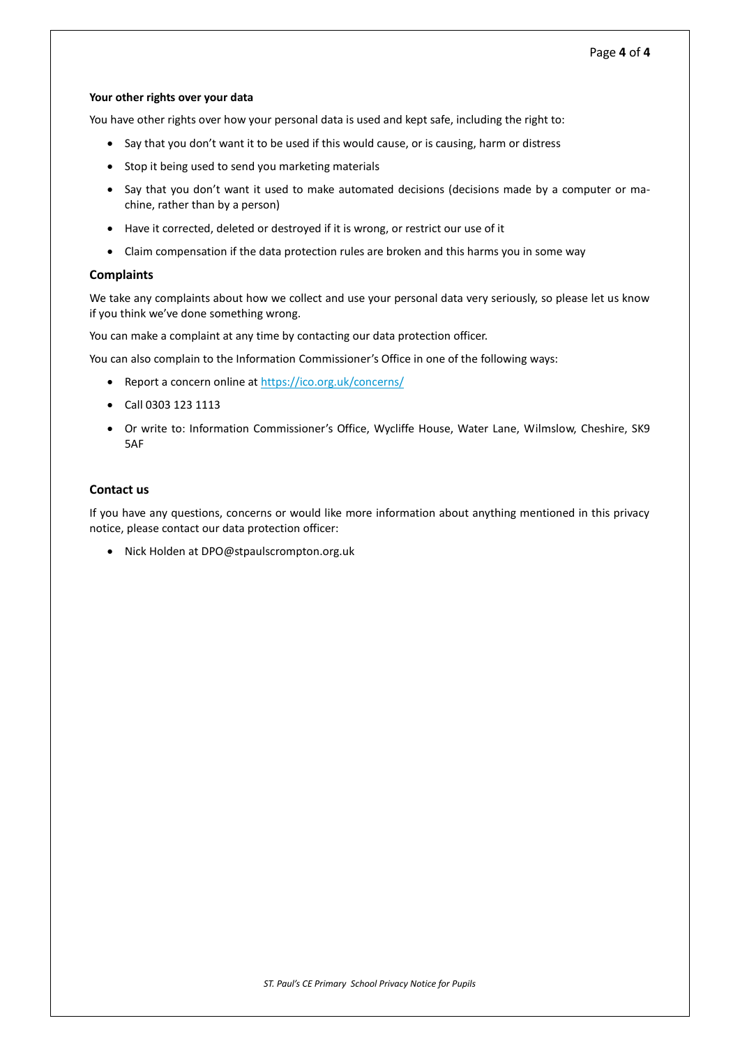**Your other rights over your data**

You have other rights over how your personal data is used and kept safe, including the right to:

- Say that you don't want it to be used if this would cause, or is causing, harm or distress
- Stop it being used to send you marketing materials
- Say that you don't want it used to make automated decisions (decisions made by a computer or machine, rather than by a person)
- Have it corrected, deleted or destroyed if it is wrong, or restrict our use of it
- Claim compensation if the data protection rules are broken and this harms you in some way

## Complaints

We take any complaints about how we collect and use your personal data very seriously, so please let us know if you think we've done something wrong.

You can make a complaint at any time by contacting our data protection officer.

You can also complain to the Information Commissioner's Office in one of the following ways:

- Report a concern online at https://ico.org.uk/concerns/
- Call 0303 123 1113
- Or write to: Information Commissioner's Office, Wycliffe House, Water Lane, Wilmslow, Cheshire, SK9 5AF

## Contact us

If you have any questions, concerns or would like more information about anything mentioned in this privacy notice, please contact our data protection officer:

- Nick Holden at DPO@stpaulscrompton.org.uk